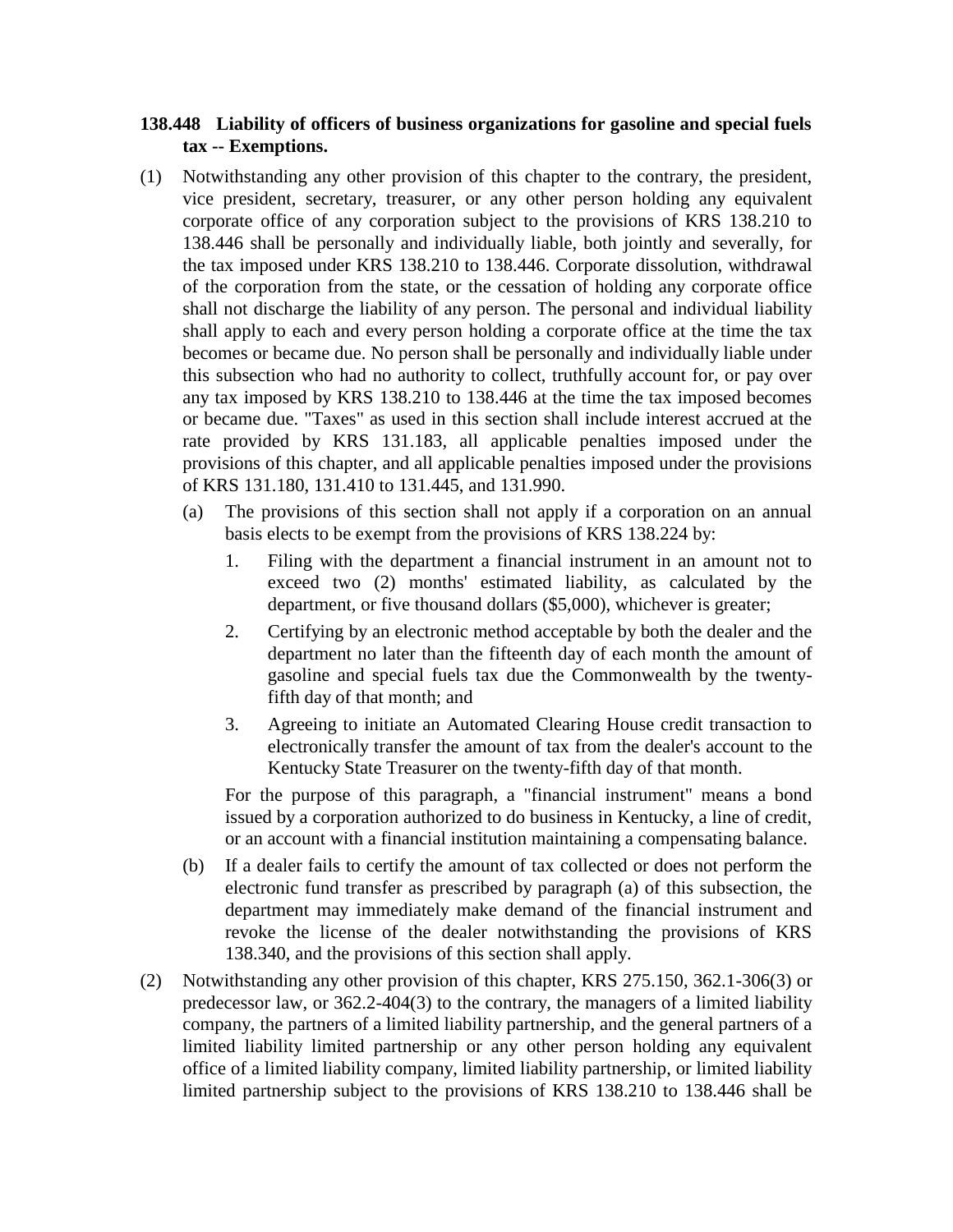**138.448 Liability of officers of business organizations for gasoline and special fuels tax -- Exemptions.**

(1) Notwithstanding any other provision of this chapter to the contrary, the president, vice president, secretary, treasurer, or any other person holding any equivalent corporate office of any corporation subject to the provisions of KRS 138.210 to 138.446 shall be personally and individually liable, both jointly and severally, for the tax imposed under KRS 138.210 to 138.446. Corporate dissolution, withdrawal of the corporation from the state, or the cessation of holding any corporate office shall not discharge the liability of any person. The personal and individual liability shall apply to each and every person holding a corporate office at the time the tax becomes or became due. No person shall be personally and individually liable under this subsection who had no authority to collect, truthfully account for, or pay over any tax imposed by KRS 138.210 to 138.446 at the time the tax imposed becomes or became due. "Taxes" as used in this section shall include interest accrued at the rate provided by KRS 131.183, all applicable penalties imposed under the provisions of this chapter, and all applicable penalties imposed under the provisions of KRS 131.180, 131.410 to 131.445, and 131.990.

   (a) The provisions of this section shall not apply if a corporation on an annual basis elects to be exempt from the provisions of KRS 138.224 by:

      1. Filing with the department a financial instrument in an amount not to exceed two (2) months' estimated liability, as calculated by the department, or five thousand dollars ($5,000), whichever is greater;

      2. Certifying by an electronic method acceptable by both the dealer and the department no later than the fifteenth day of each month the amount of gasoline and special fuels tax due the Commonwealth by the twenty-fifth day of that month; and

      3. Agreeing to initiate an Automated Clearing House credit transaction to electronically transfer the amount of tax from the dealer's account to the Kentucky State Treasurer on the twenty-fifth day of that month.

   For the purpose of this paragraph, a "financial instrument" means a bond issued by a corporation authorized to do business in Kentucky, a line of credit, or an account with a financial institution maintaining a compensating balance.

   (b) If a dealer fails to certify the amount of tax collected or does not perform the electronic fund transfer as prescribed by paragraph (a) of this subsection, the department may immediately make demand of the financial instrument and revoke the license of the dealer notwithstanding the provisions of KRS 138.340, and the provisions of this section shall apply.

(2) Notwithstanding any other provision of this chapter, KRS 275.150, 362.1-306(3) or predecessor law, or 362.2-404(3) to the contrary, the managers of a limited liability company, the partners of a limited liability partnership, and the general partners of a limited liability limited partnership or any other person holding any equivalent office of a limited liability company, limited liability partnership, or limited liability limited partnership subject to the provisions of KRS 138.210 to 138.446 shall be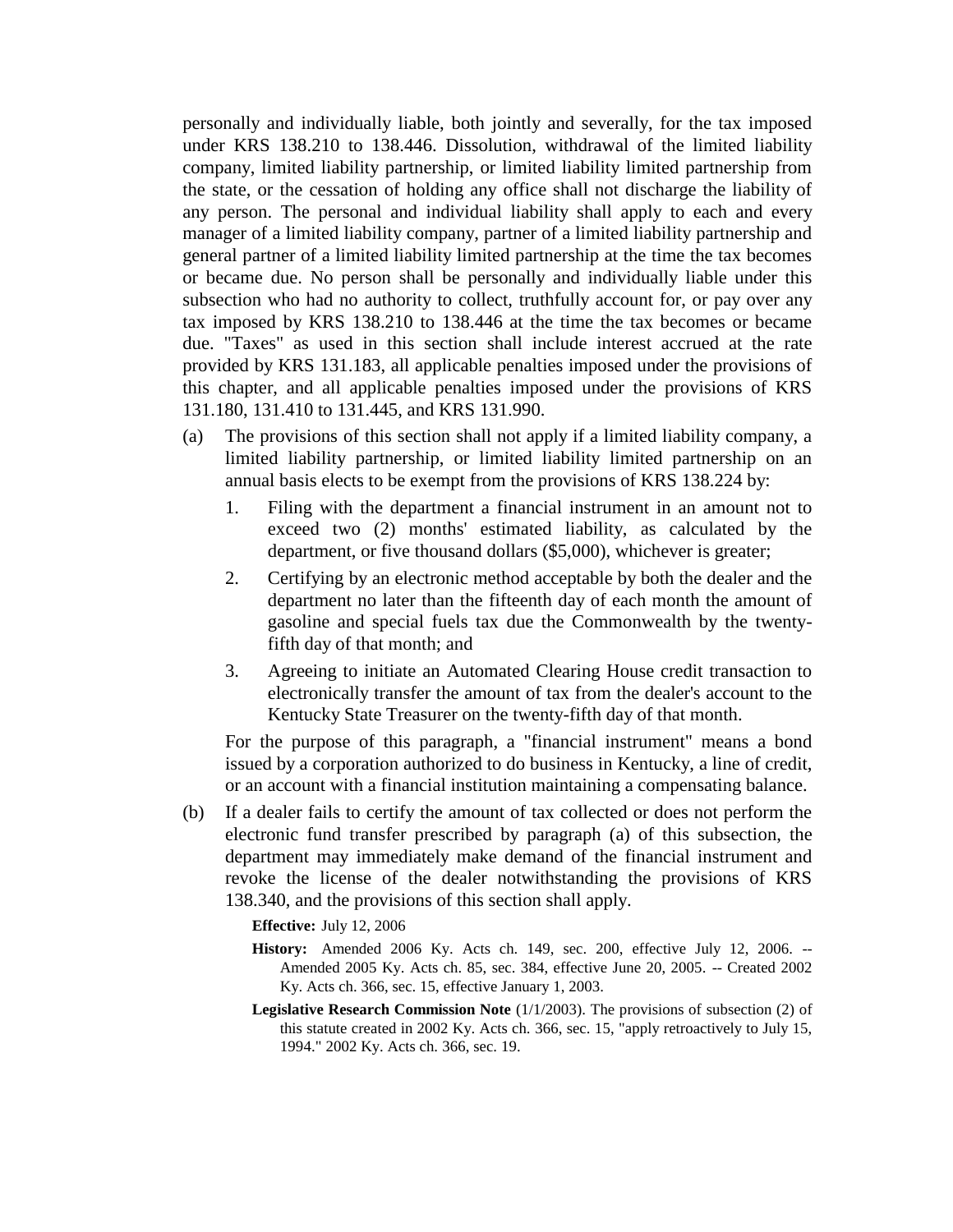personally and individually liable, both jointly and severally, for the tax imposed under KRS 138.210 to 138.446. Dissolution, withdrawal of the limited liability company, limited liability partnership, or limited liability limited partnership from the state, or the cessation of holding any office shall not discharge the liability of any person. The personal and individual liability shall apply to each and every manager of a limited liability company, partner of a limited liability partnership and general partner of a limited liability limited partnership at the time the tax becomes or became due. No person shall be personally and individually liable under this subsection who had no authority to collect, truthfully account for, or pay over any tax imposed by KRS 138.210 to 138.446 at the time the tax becomes or became due. "Taxes" as used in this section shall include interest accrued at the rate provided by KRS 131.183, all applicable penalties imposed under the provisions of this chapter, and all applicable penalties imposed under the provisions of KRS 131.180, 131.410 to 131.445, and KRS 131.990.

(a) The provisions of this section shall not apply if a limited liability company, a limited liability partnership, or limited liability limited partnership on an annual basis elects to be exempt from the provisions of KRS 138.224 by:

1. Filing with the department a financial instrument in an amount not to exceed two (2) months' estimated liability, as calculated by the department, or five thousand dollars ($5,000), whichever is greater;
2. Certifying by an electronic method acceptable by both the dealer and the department no later than the fifteenth day of each month the amount of gasoline and special fuels tax due the Commonwealth by the twenty-fifth day of that month; and
3. Agreeing to initiate an Automated Clearing House credit transaction to electronically transfer the amount of tax from the dealer's account to the Kentucky State Treasurer on the twenty-fifth day of that month.

For the purpose of this paragraph, a "financial instrument" means a bond issued by a corporation authorized to do business in Kentucky, a line of credit, or an account with a financial institution maintaining a compensating balance.

(b) If a dealer fails to certify the amount of tax collected or does not perform the electronic fund transfer prescribed by paragraph (a) of this subsection, the department may immediately make demand of the financial instrument and revoke the license of the dealer notwithstanding the provisions of KRS 138.340, and the provisions of this section shall apply.

**Effective:** July 12, 2006

**History:** Amended 2006 Ky. Acts ch. 149, sec. 200, effective July 12, 2006. -- Amended 2005 Ky. Acts ch. 85, sec. 384, effective June 20, 2005. -- Created 2002 Ky. Acts ch. 366, sec. 15, effective January 1, 2003.

**Legislative Research Commission Note** (1/1/2003). The provisions of subsection (2) of this statute created in 2002 Ky. Acts ch. 366, sec. 15, "apply retroactively to July 15, 1994." 2002 Ky. Acts ch. 366, sec. 19.